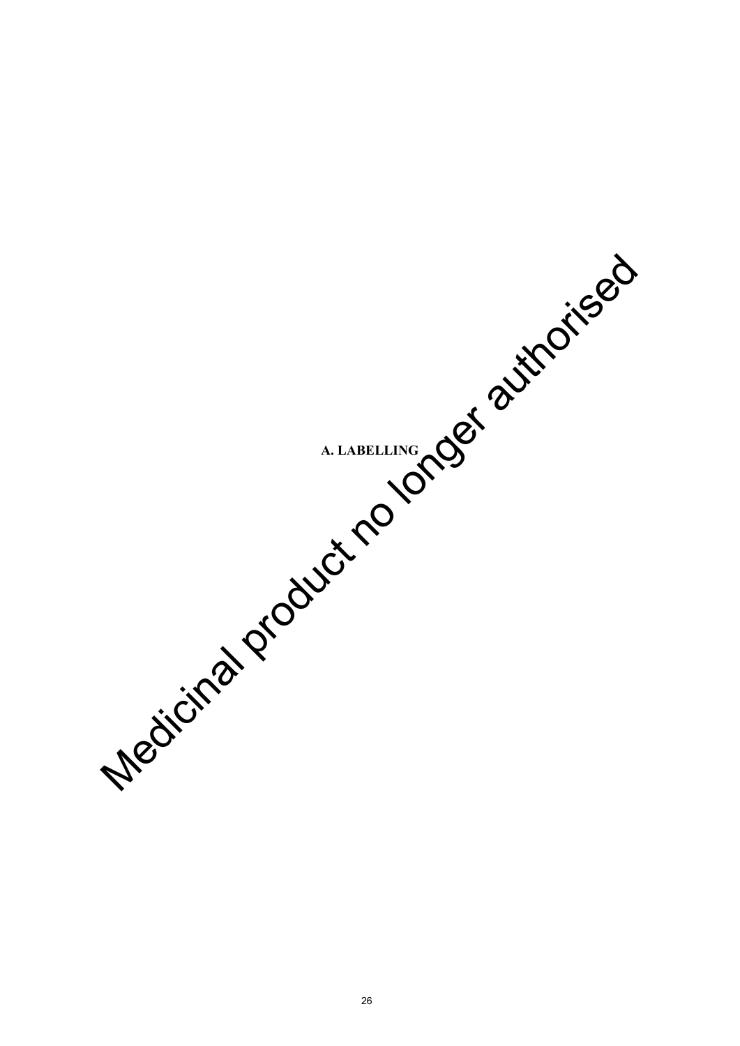# A. LABELLING

Medicinal product no longer authorised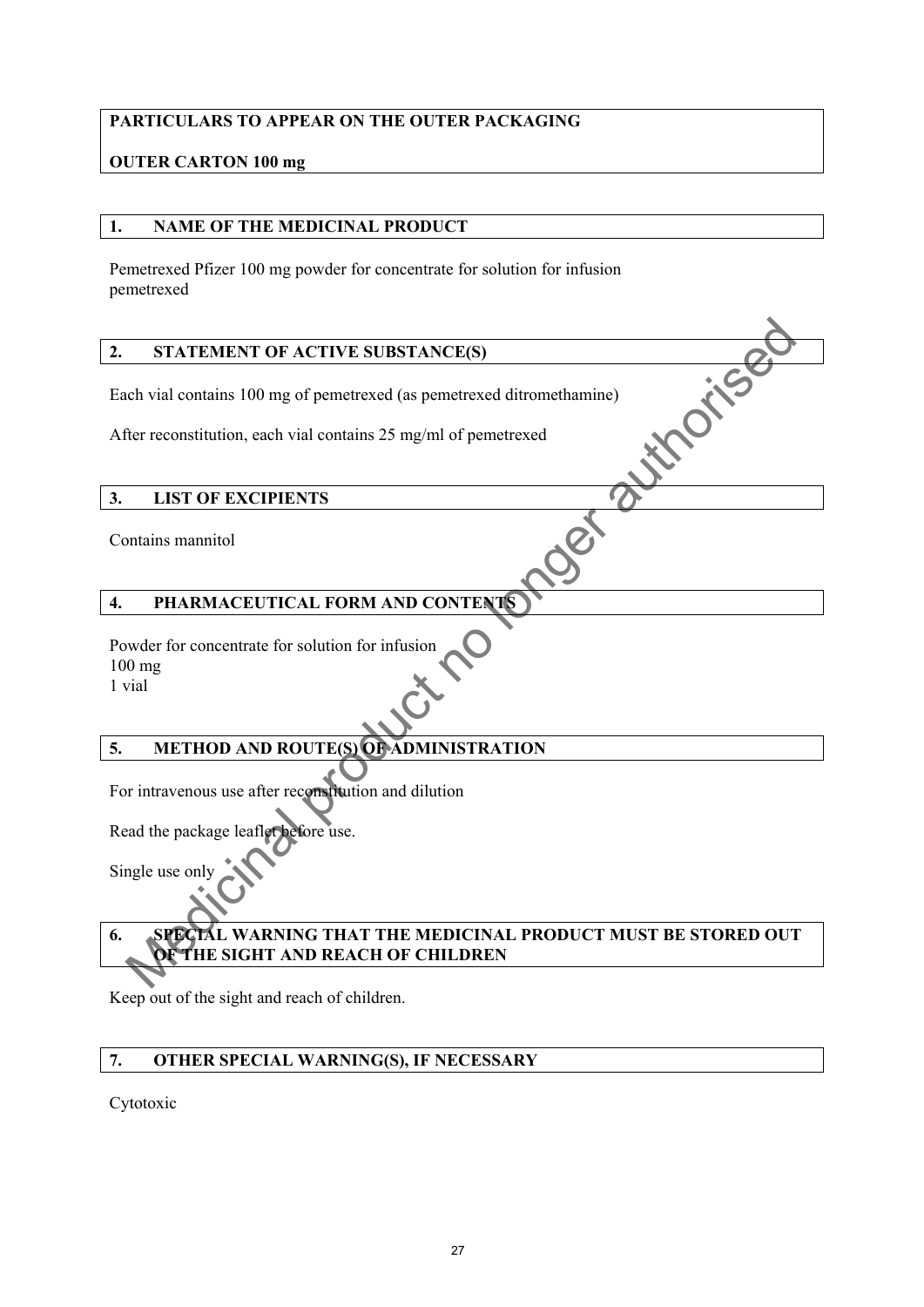**PARTICULARS TO APPEAR ON THE OUTER PACKAGING**

**OUTER CARTON 100 mg**

## 1. NAME OF THE MEDICINAL PRODUCT

Pemetrexed Pfizer 100 mg powder for concentrate for solution for infusion
pemetrexed

## 2. STATEMENT OF ACTIVE SUBSTANCE(S)

Each vial contains 100 mg of pemetrexed (as pemetrexed ditromethamine)

After reconstitution, each vial contains 25 mg/ml of pemetrexed

## 3. LIST OF EXCIPIENTS

Contains mannitol

## 4. PHARMACEUTICAL FORM AND CONTENTS

Powder for concentrate for solution for infusion
100 mg
1 vial

## 5. METHOD AND ROUTE(S) OF ADMINISTRATION

For intravenous use after reconstitution and dilution

Read the package leaflet before use.

Single use only

## 6. SPECIAL WARNING THAT THE MEDICINAL PRODUCT MUST BE STORED OUT OF THE SIGHT AND REACH OF CHILDREN

Keep out of the sight and reach of children.

## 7. OTHER SPECIAL WARNING(S), IF NECESSARY

Cytotoxic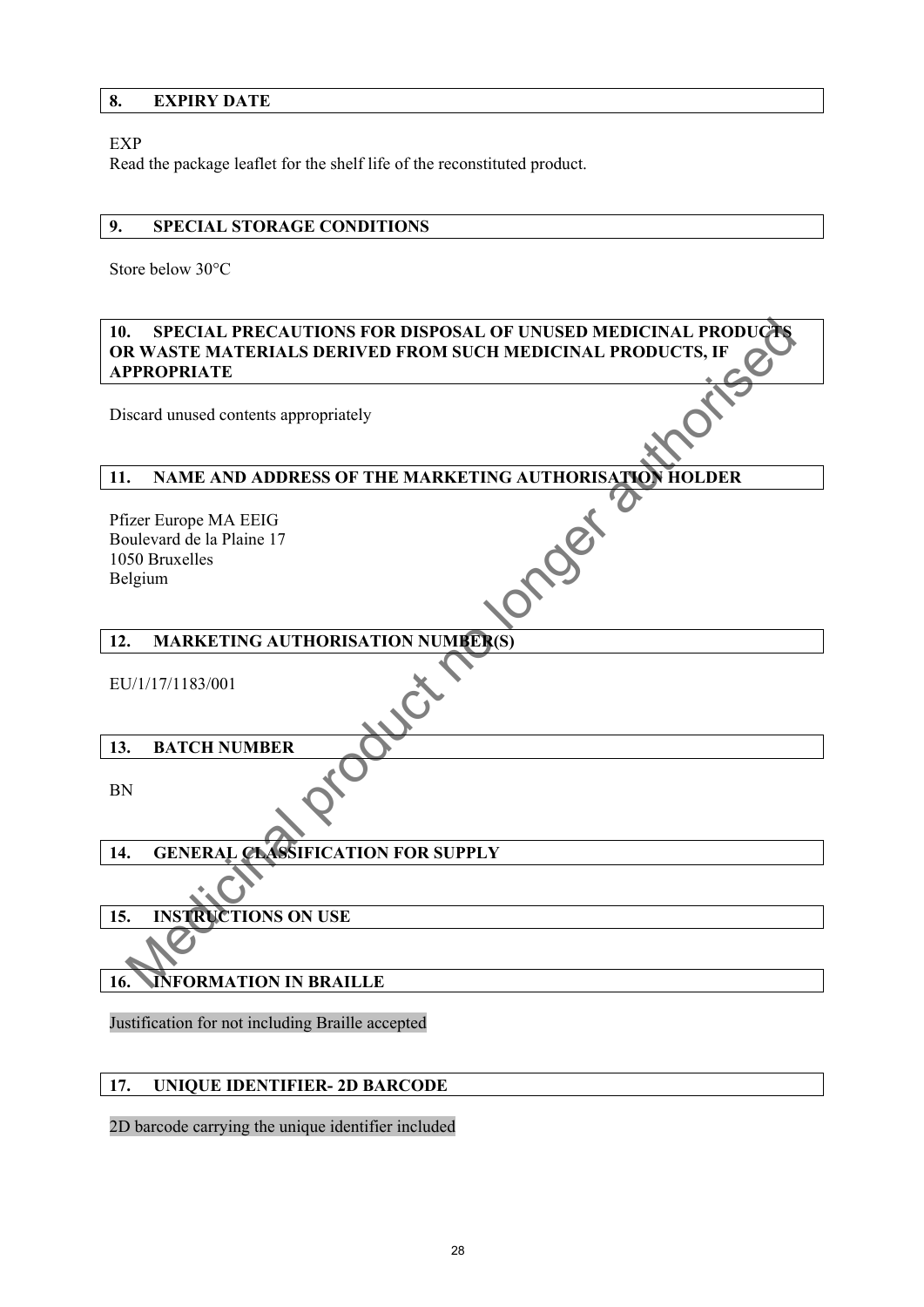## 8. EXPIRY DATE

EXP
Read the package leaflet for the shelf life of the reconstituted product.

## 9. SPECIAL STORAGE CONDITIONS

Store below 30°C

## 10. SPECIAL PRECAUTIONS FOR DISPOSAL OF UNUSED MEDICINAL PRODUCTS OR WASTE MATERIALS DERIVED FROM SUCH MEDICINAL PRODUCTS, IF APPROPRIATE

Discard unused contents appropriately

## 11. NAME AND ADDRESS OF THE MARKETING AUTHORISATION HOLDER

Pfizer Europe MA EEIG
Boulevard de la Plaine 17
1050 Bruxelles
Belgium

## 12. MARKETING AUTHORISATION NUMBER(S)

EU/1/17/1183/001

## 13. BATCH NUMBER

BN

## 14. GENERAL CLASSIFICATION FOR SUPPLY

## 15. INSTRUCTIONS ON USE

## 16. INFORMATION IN BRAILLE

Justification for not including Braille accepted

## 17. UNIQUE IDENTIFIER- 2D BARCODE

2D barcode carrying the unique identifier included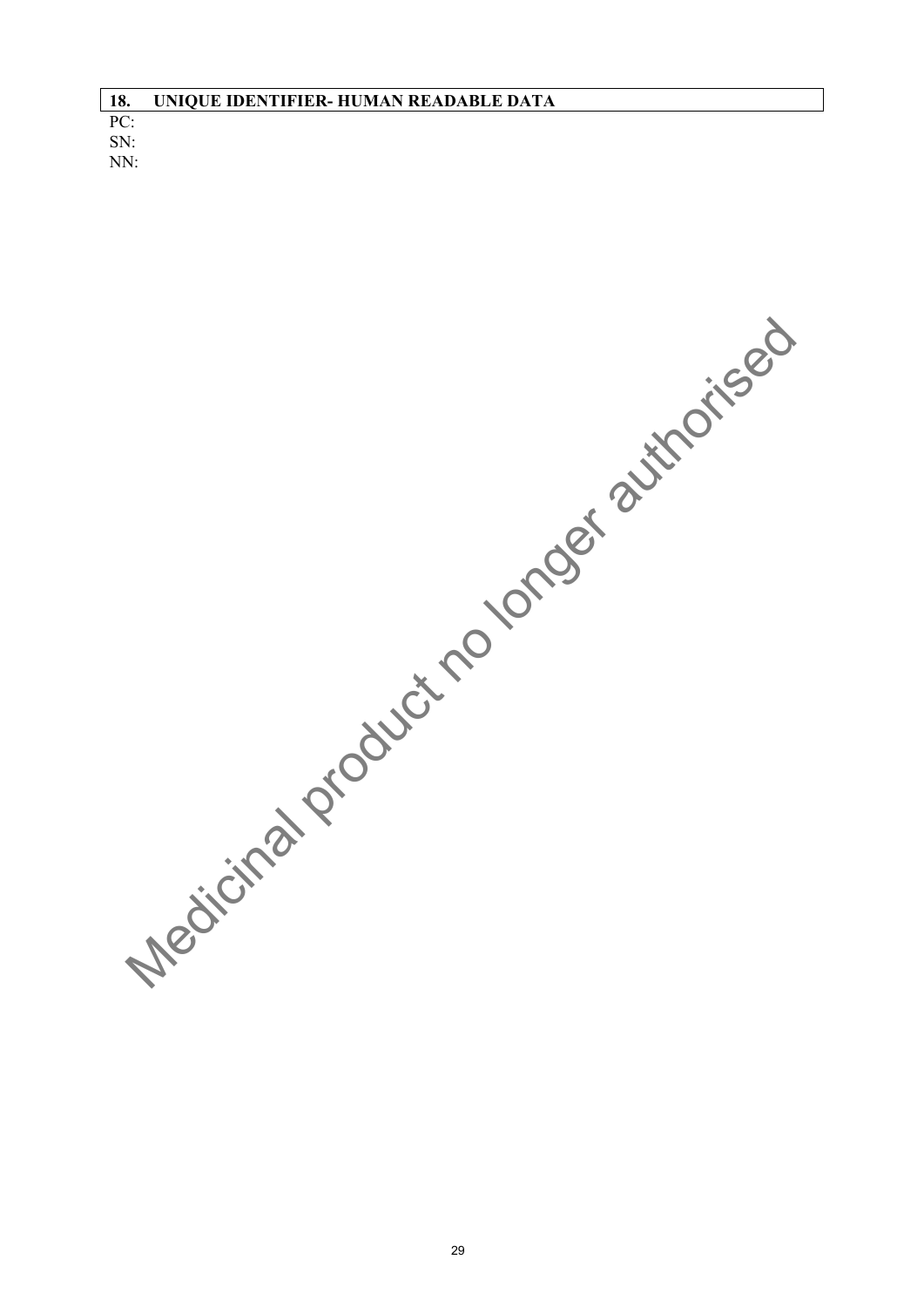## 18. UNIQUE IDENTIFIER- HUMAN READABLE DATA

PC:
SN:
NN:

Medicinal product no longer authorised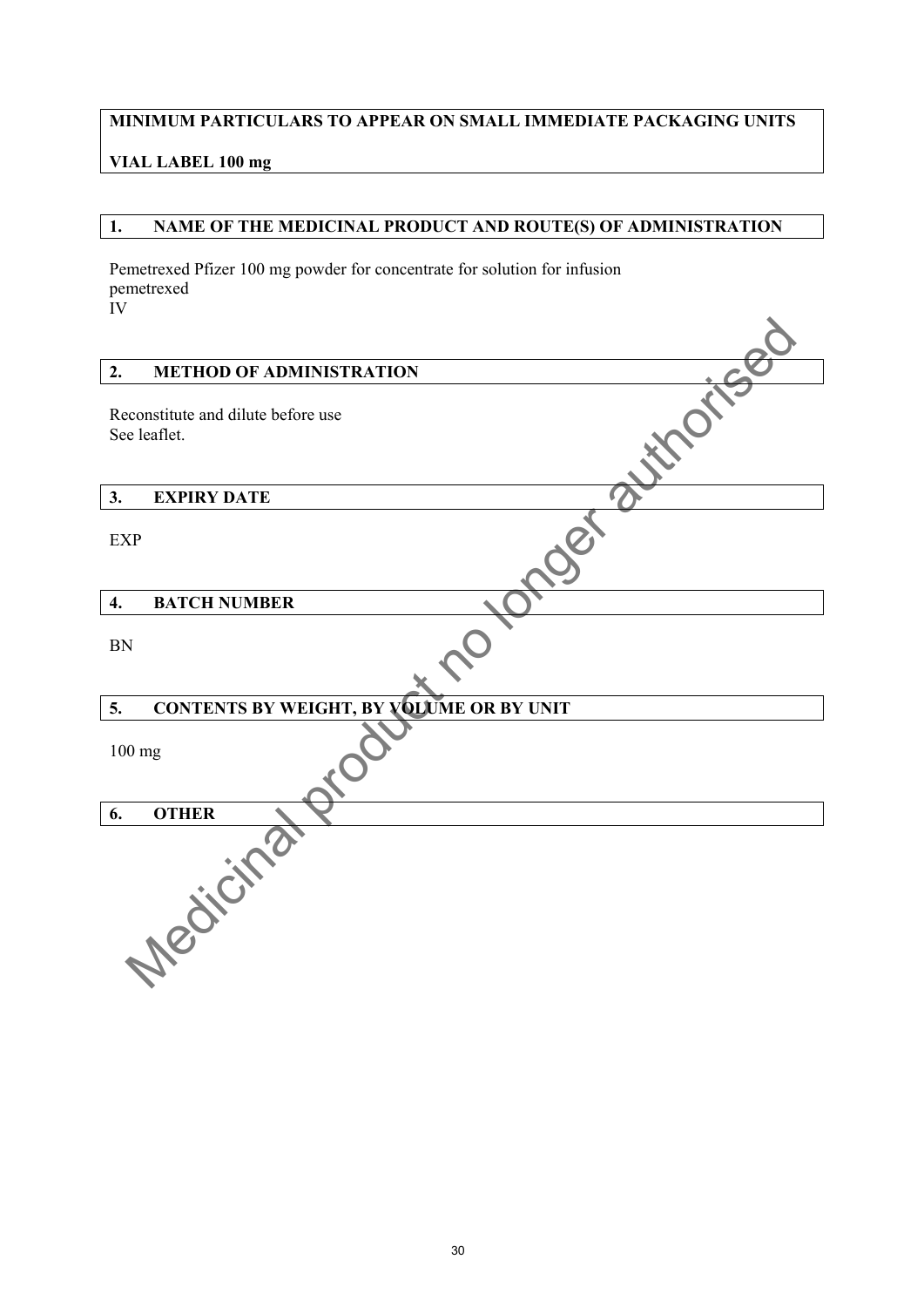**MINIMUM PARTICULARS TO APPEAR ON SMALL IMMEDIATE PACKAGING UNITS**

**VIAL LABEL 100 mg**

## 1. NAME OF THE MEDICINAL PRODUCT AND ROUTE(S) OF ADMINISTRATION

Pemetrexed Pfizer 100 mg powder for concentrate for solution for infusion
pemetrexed
IV

## 2. METHOD OF ADMINISTRATION

Reconstitute and dilute before use
See leaflet.

## 3. EXPIRY DATE

EXP

## 4. BATCH NUMBER

BN

## 5. CONTENTS BY WEIGHT, BY VOLUME OR BY UNIT

100 mg

## 6. OTHER

Medicinal product no longer authorised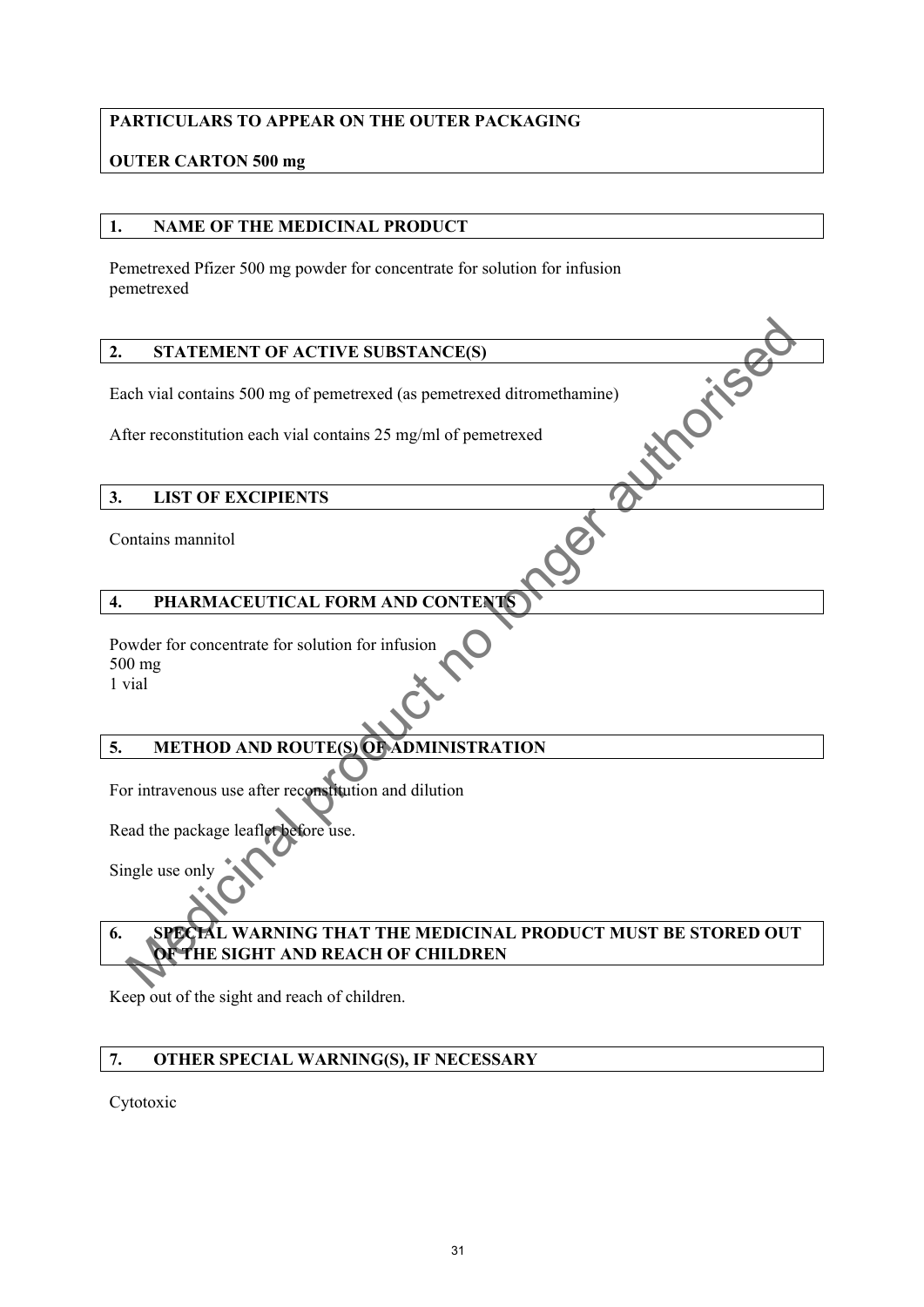**PARTICULARS TO APPEAR ON THE OUTER PACKAGING**

**OUTER CARTON 500 mg**

## 1. NAME OF THE MEDICINAL PRODUCT

Pemetrexed Pfizer 500 mg powder for concentrate for solution for infusion
pemetrexed

## 2. STATEMENT OF ACTIVE SUBSTANCE(S)

Each vial contains 500 mg of pemetrexed (as pemetrexed ditromethamine)

After reconstitution each vial contains 25 mg/ml of pemetrexed

## 3. LIST OF EXCIPIENTS

Contains mannitol

## 4. PHARMACEUTICAL FORM AND CONTENTS

Powder for concentrate for solution for infusion
500 mg
1 vial

## 5. METHOD AND ROUTE(S) OF ADMINISTRATION

For intravenous use after reconstitution and dilution

Read the package leaflet before use.

Single use only

## 6. SPECIAL WARNING THAT THE MEDICINAL PRODUCT MUST BE STORED OUT OF THE SIGHT AND REACH OF CHILDREN

Keep out of the sight and reach of children.

## 7. OTHER SPECIAL WARNING(S), IF NECESSARY

Cytotoxic

Medicinal product no longer authorised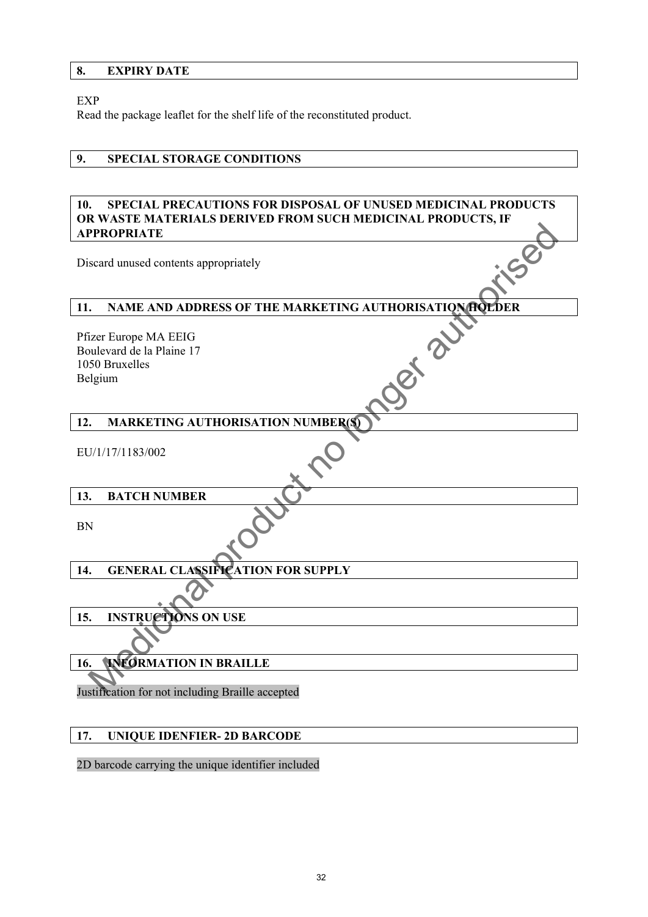## 8. EXPIRY DATE

EXP
Read the package leaflet for the shelf life of the reconstituted product.

## 9. SPECIAL STORAGE CONDITIONS

## 10. SPECIAL PRECAUTIONS FOR DISPOSAL OF UNUSED MEDICINAL PRODUCTS OR WASTE MATERIALS DERIVED FROM SUCH MEDICINAL PRODUCTS, IF APPROPRIATE

Discard unused contents appropriately

## 11. NAME AND ADDRESS OF THE MARKETING AUTHORISATION HOLDER

Pfizer Europe MA EEIG
Boulevard de la Plaine 17
1050 Bruxelles
Belgium

## 12. MARKETING AUTHORISATION NUMBER(S)

EU/1/17/1183/002

## 13. BATCH NUMBER

BN

## 14. GENERAL CLASSIFICATION FOR SUPPLY

## 15. INSTRUCTIONS ON USE

## 16. INFORMATION IN BRAILLE

Justification for not including Braille accepted

## 17. UNIQUE IDENFIER- 2D BARCODE

2D barcode carrying the unique identifier included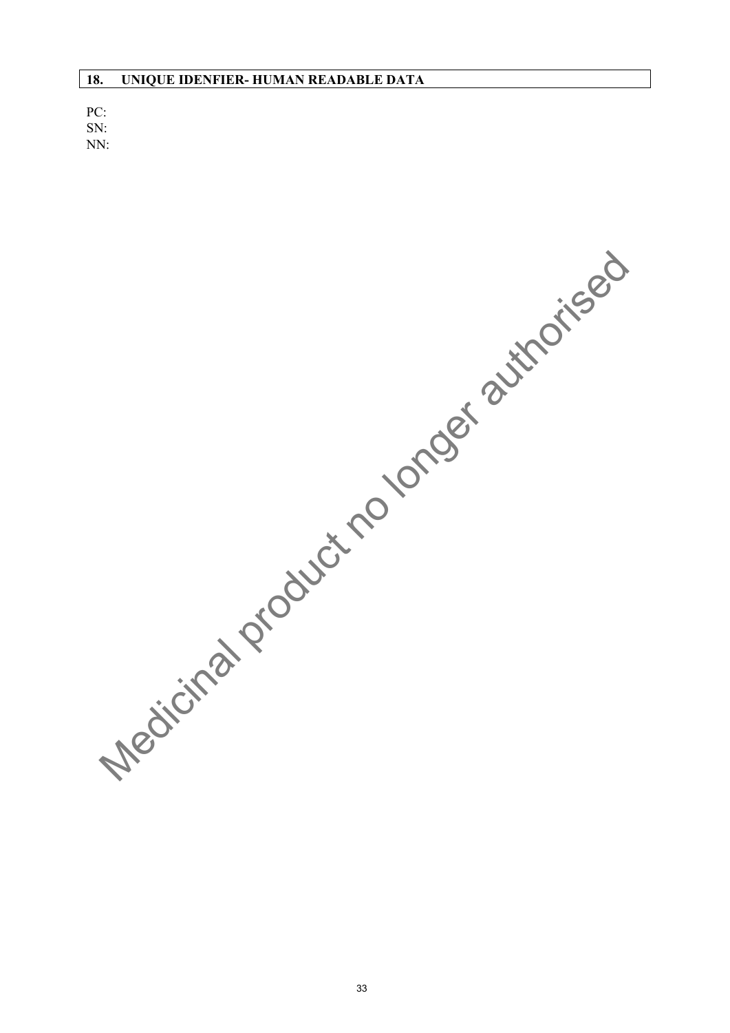## 18. UNIQUE IDENFIER- HUMAN READABLE DATA

PC:
SN:
NN:

Medicinal product no longer authorised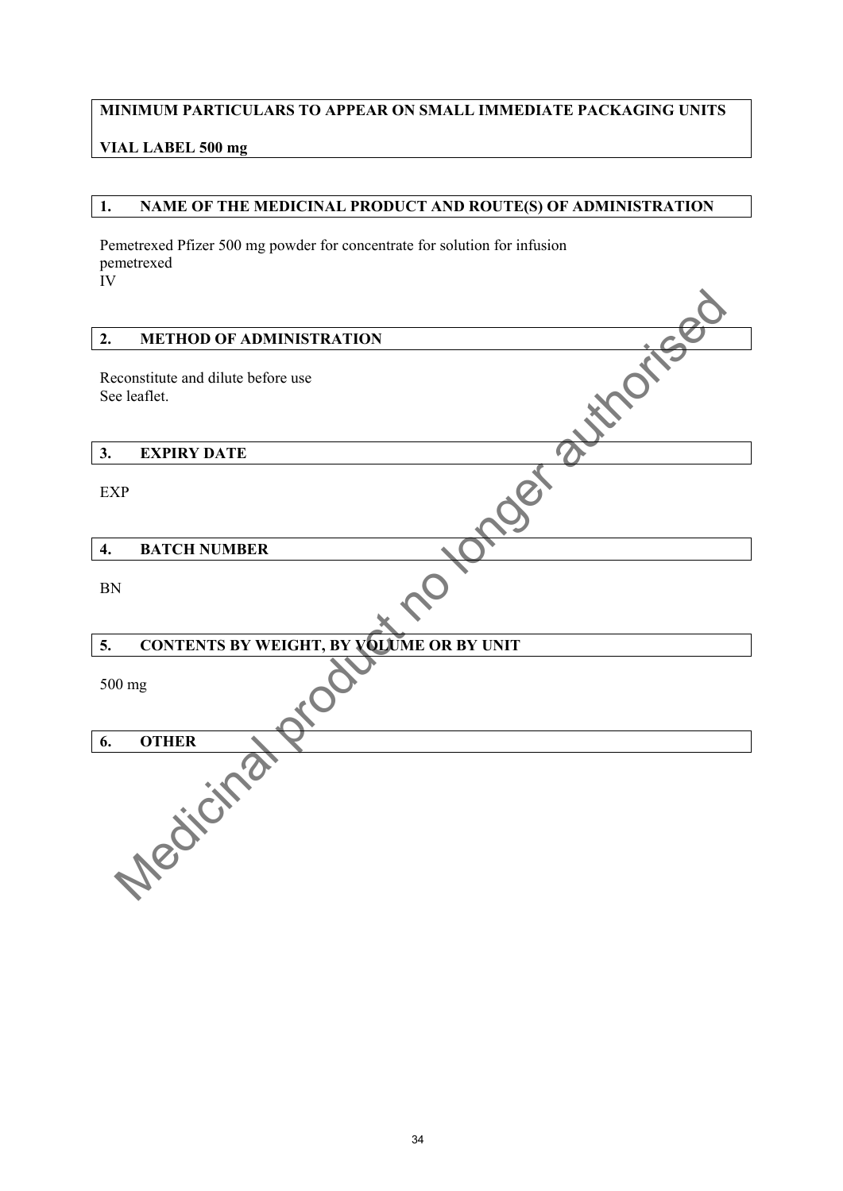**MINIMUM PARTICULARS TO APPEAR ON SMALL IMMEDIATE PACKAGING UNITS**

**VIAL LABEL 500 mg**

## 1. NAME OF THE MEDICINAL PRODUCT AND ROUTE(S) OF ADMINISTRATION

Pemetrexed Pfizer 500 mg powder for concentrate for solution for infusion
pemetrexed
IV

## 2. METHOD OF ADMINISTRATION

Reconstitute and dilute before use
See leaflet.

## 3. EXPIRY DATE

EXP

## 4. BATCH NUMBER

BN

## 5. CONTENTS BY WEIGHT, BY VOLUME OR BY UNIT

500 mg

## 6. OTHER

Medicinal product no longer authorised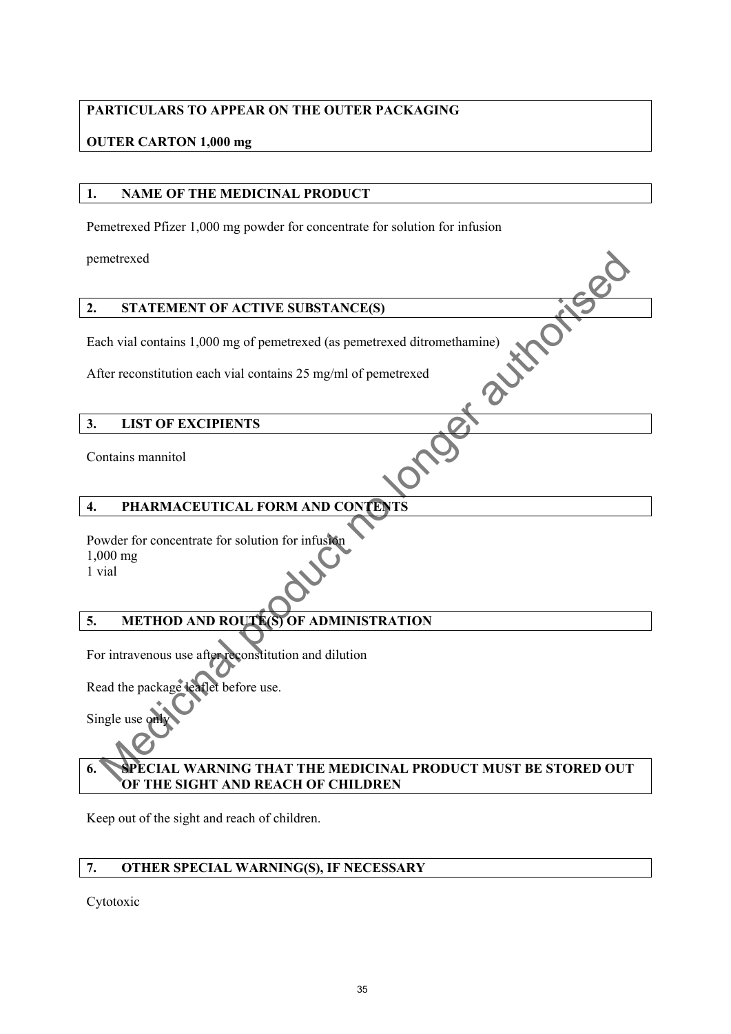**PARTICULARS TO APPEAR ON THE OUTER PACKAGING**

**OUTER CARTON 1,000 mg**

## 1. NAME OF THE MEDICINAL PRODUCT

Pemetrexed Pfizer 1,000 mg powder for concentrate for solution for infusion

pemetrexed

## 2. STATEMENT OF ACTIVE SUBSTANCE(S)

Each vial contains 1,000 mg of pemetrexed (as pemetrexed ditromethamine)

After reconstitution each vial contains 25 mg/ml of pemetrexed

## 3. LIST OF EXCIPIENTS

Contains mannitol

## 4. PHARMACEUTICAL FORM AND CONTENTS

Powder for concentrate for solution for infusion
1,000 mg
1 vial

## 5. METHOD AND ROUTE(S) OF ADMINISTRATION

For intravenous use after reconstitution and dilution

Read the package leaflet before use.

Single use only

## 6. SPECIAL WARNING THAT THE MEDICINAL PRODUCT MUST BE STORED OUT OF THE SIGHT AND REACH OF CHILDREN

Keep out of the sight and reach of children.

## 7. OTHER SPECIAL WARNING(S), IF NECESSARY

Cytotoxic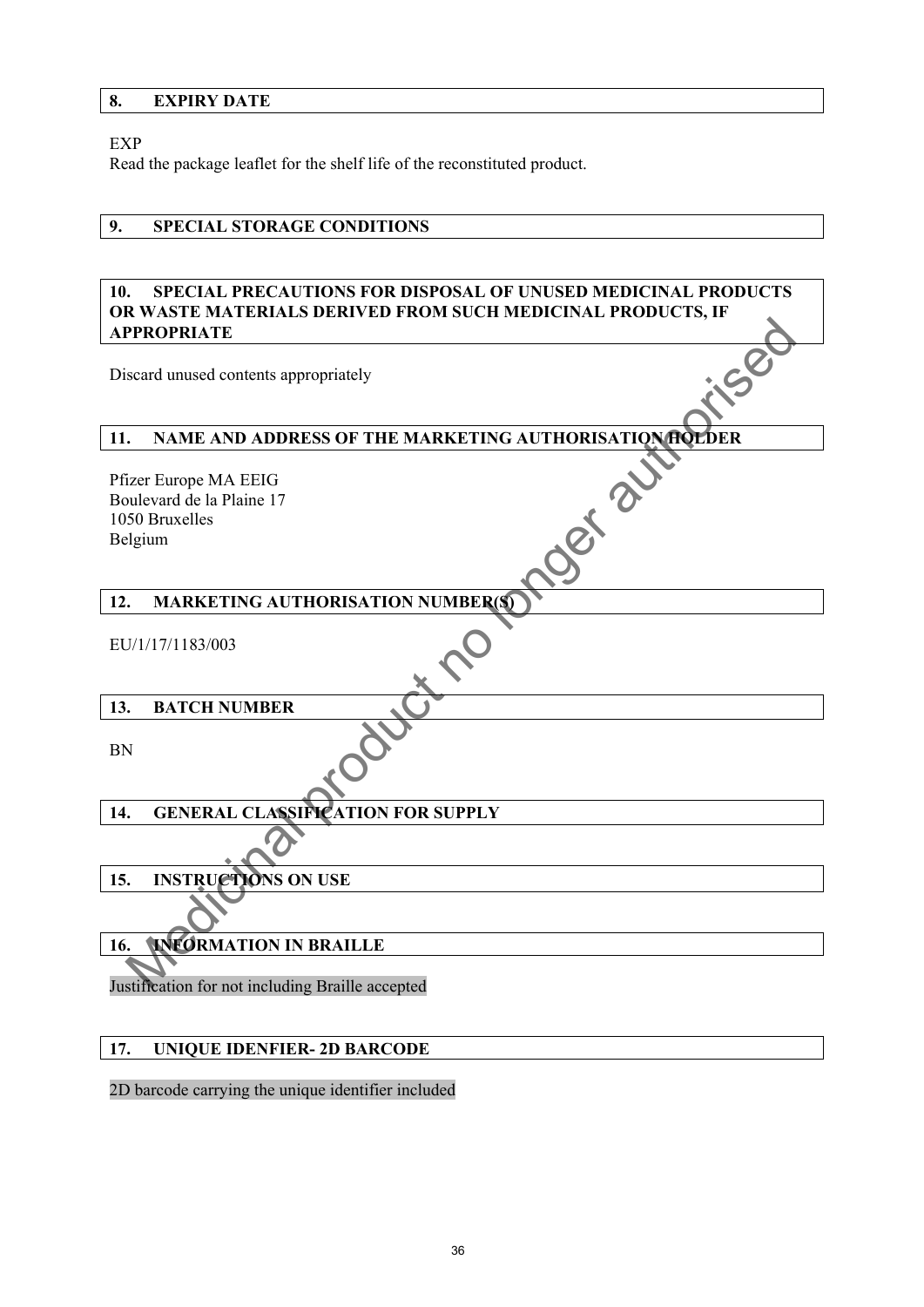## 8. EXPIRY DATE

EXP
Read the package leaflet for the shelf life of the reconstituted product.

## 9. SPECIAL STORAGE CONDITIONS

## 10. SPECIAL PRECAUTIONS FOR DISPOSAL OF UNUSED MEDICINAL PRODUCTS OR WASTE MATERIALS DERIVED FROM SUCH MEDICINAL PRODUCTS, IF APPROPRIATE

Discard unused contents appropriately

## 11. NAME AND ADDRESS OF THE MARKETING AUTHORISATION HOLDER

Pfizer Europe MA EEIG
Boulevard de la Plaine 17
1050 Bruxelles
Belgium

## 12. MARKETING AUTHORISATION NUMBER(S)

EU/1/17/1183/003

## 13. BATCH NUMBER

BN

## 14. GENERAL CLASSIFICATION FOR SUPPLY

## 15. INSTRUCTIONS ON USE

## 16. INFORMATION IN BRAILLE

Justification for not including Braille accepted

## 17. UNIQUE IDENFIER- 2D BARCODE

2D barcode carrying the unique identifier included

Medicinal product no longer authorised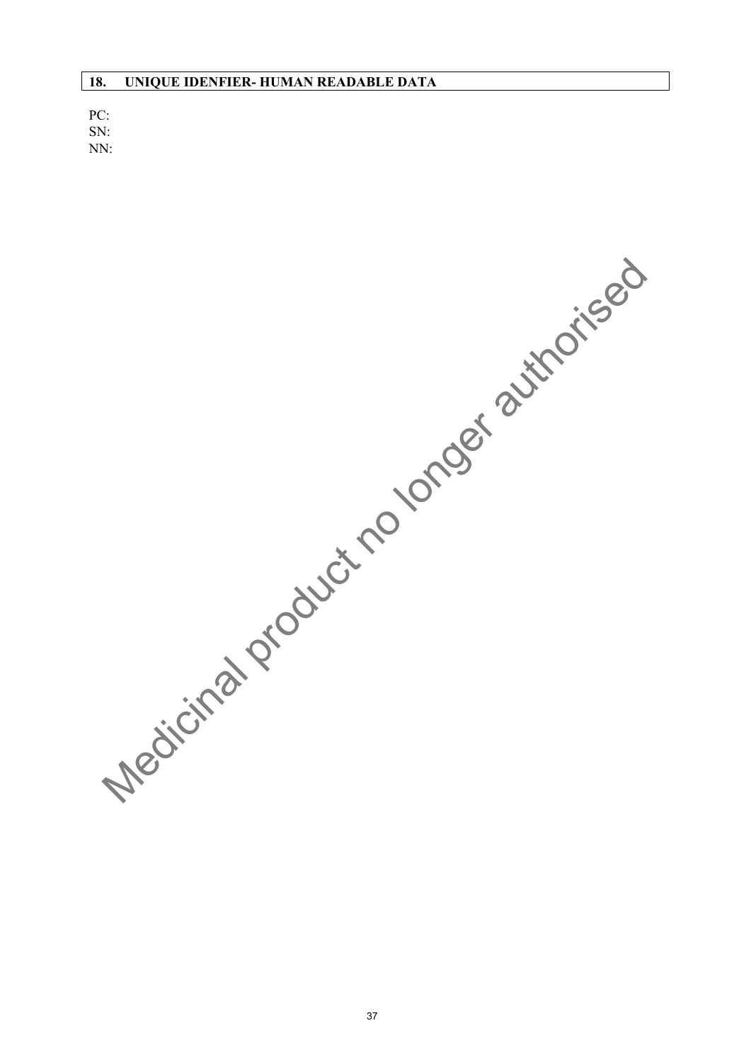## 18. UNIQUE IDENFIER- HUMAN READABLE DATA

PC:
SN:
NN:

Medicinal product no longer authorised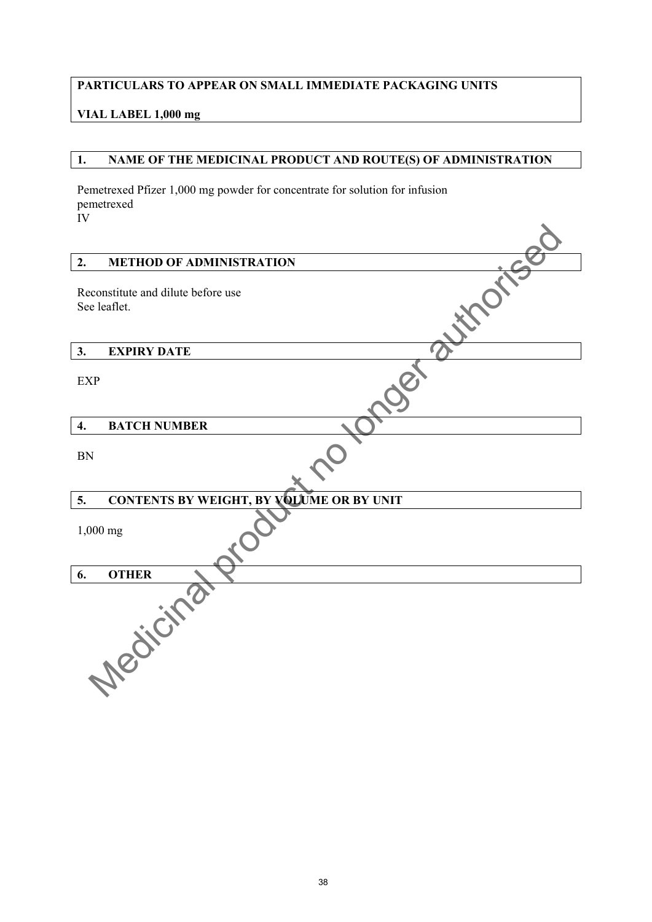**PARTICULARS TO APPEAR ON SMALL IMMEDIATE PACKAGING UNITS**

**VIAL LABEL 1,000 mg**

## 1. NAME OF THE MEDICINAL PRODUCT AND ROUTE(S) OF ADMINISTRATION

Pemetrexed Pfizer 1,000 mg powder for concentrate for solution for infusion
pemetrexed
IV

## 2. METHOD OF ADMINISTRATION

Reconstitute and dilute before use
See leaflet.

## 3. EXPIRY DATE

EXP

## 4. BATCH NUMBER

BN

## 5. CONTENTS BY WEIGHT, BY VOLUME OR BY UNIT

1,000 mg

## 6. OTHER

Medicinal product no longer authorised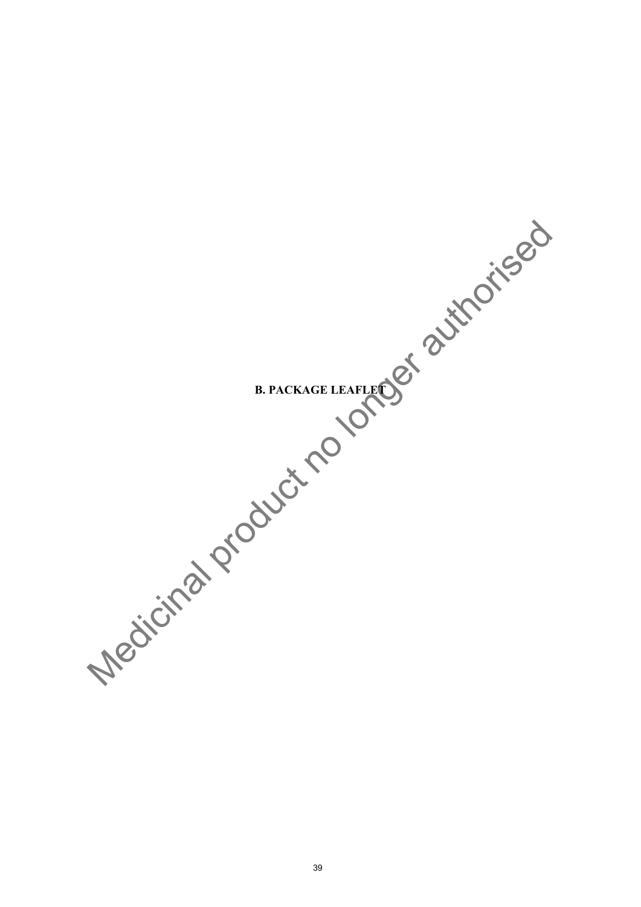# B. PACKAGE LEAFLET

Medicinal product no longer authorised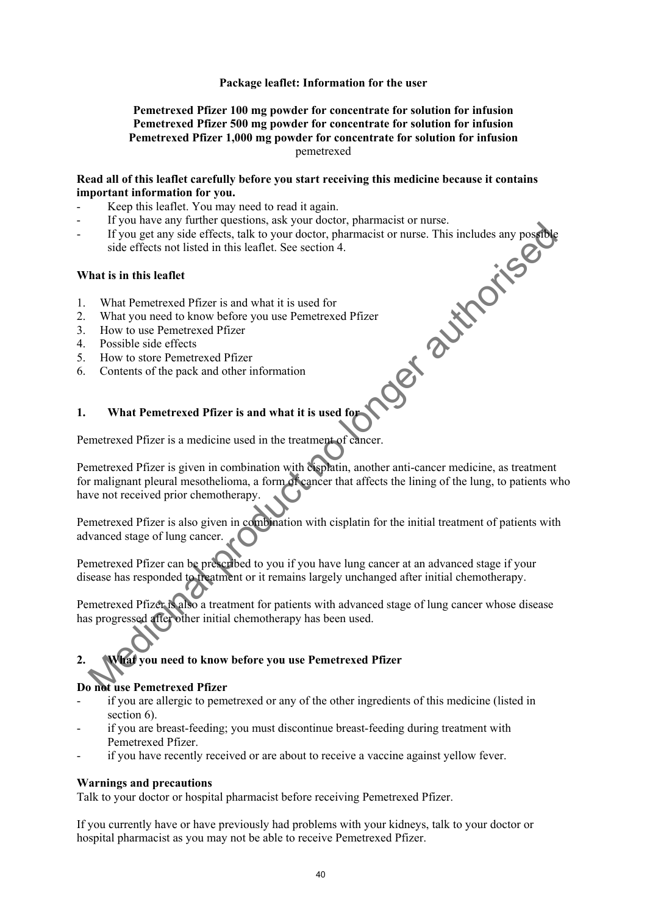**Package leaflet: Information for the user**

**Pemetrexed Pfizer 100 mg powder for concentrate for solution for infusion**
**Pemetrexed Pfizer 500 mg powder for concentrate for solution for infusion**
**Pemetrexed Pfizer 1,000 mg powder for concentrate for solution for infusion**
pemetrexed

**Read all of this leaflet carefully before you start receiving this medicine because it contains important information for you.**

- Keep this leaflet. You may need to read it again.
- If you have any further questions, ask your doctor, pharmacist or nurse.
- If you get any side effects, talk to your doctor, pharmacist or nurse. This includes any possible side effects not listed in this leaflet. See section 4.

**What is in this leaflet**

1. What Pemetrexed Pfizer is and what it is used for
2. What you need to know before you use Pemetrexed Pfizer
3. How to use Pemetrexed Pfizer
4. Possible side effects
5. How to store Pemetrexed Pfizer
6. Contents of the pack and other information

## 1. What Pemetrexed Pfizer is and what it is used for

Pemetrexed Pfizer is a medicine used in the treatment of cancer.

Pemetrexed Pfizer is given in combination with cisplatin, another anti-cancer medicine, as treatment for malignant pleural mesothelioma, a form of cancer that affects the lining of the lung, to patients who have not received prior chemotherapy.

Pemetrexed Pfizer is also given in combination with cisplatin for the initial treatment of patients with advanced stage of lung cancer.

Pemetrexed Pfizer can be prescribed to you if you have lung cancer at an advanced stage if your disease has responded to treatment or it remains largely unchanged after initial chemotherapy.

Pemetrexed Pfizer is also a treatment for patients with advanced stage of lung cancer whose disease has progressed after other initial chemotherapy has been used.

## 2. What you need to know before you use Pemetrexed Pfizer

**Do not use Pemetrexed Pfizer**

- if you are allergic to pemetrexed or any of the other ingredients of this medicine (listed in section 6).
- if you are breast-feeding; you must discontinue breast-feeding during treatment with Pemetrexed Pfizer.
- if you have recently received or are about to receive a vaccine against yellow fever.

**Warnings and precautions**

Talk to your doctor or hospital pharmacist before receiving Pemetrexed Pfizer.

If you currently have or have previously had problems with your kidneys, talk to your doctor or hospital pharmacist as you may not be able to receive Pemetrexed Pfizer.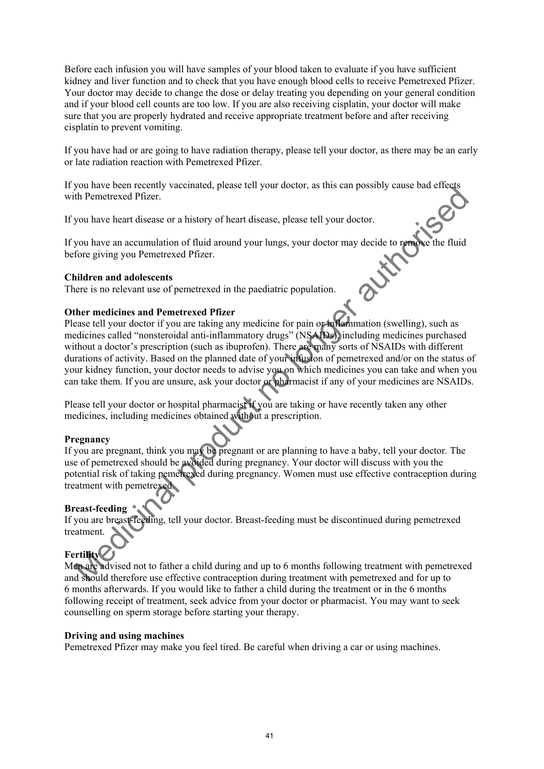Before each infusion you will have samples of your blood taken to evaluate if you have sufficient kidney and liver function and to check that you have enough blood cells to receive Pemetrexed Pfizer. Your doctor may decide to change the dose or delay treating you depending on your general condition and if your blood cell counts are too low. If you are also receiving cisplatin, your doctor will make sure that you are properly hydrated and receive appropriate treatment before and after receiving cisplatin to prevent vomiting.

If you have had or are going to have radiation therapy, please tell your doctor, as there may be an early or late radiation reaction with Pemetrexed Pfizer.

If you have been recently vaccinated, please tell your doctor, as this can possibly cause bad effects with Pemetrexed Pfizer.

If you have heart disease or a history of heart disease, please tell your doctor.

If you have an accumulation of fluid around your lungs, your doctor may decide to remove the fluid before giving you Pemetrexed Pfizer.

**Children and adolescents**
There is no relevant use of pemetrexed in the paediatric population.

**Other medicines and Pemetrexed Pfizer**
Please tell your doctor if you are taking any medicine for pain or inflammation (swelling), such as medicines called “nonsteroidal anti-inflammatory drugs” (NSAIDs), including medicines purchased without a doctor’s prescription (such as ibuprofen). There are many sorts of NSAIDs with different durations of activity. Based on the planned date of your infusion of pemetrexed and/or on the status of your kidney function, your doctor needs to advise you on which medicines you can take and when you can take them. If you are unsure, ask your doctor or pharmacist if any of your medicines are NSAIDs.

Please tell your doctor or hospital pharmacist if you are taking or have recently taken any other medicines, including medicines obtained without a prescription.

**Pregnancy**
If you are pregnant, think you may be pregnant or are planning to have a baby, tell your doctor. The use of pemetrexed should be avoided during pregnancy. Your doctor will discuss with you the potential risk of taking pemetrexed during pregnancy. Women must use effective contraception during treatment with pemetrexed.

**Breast-feeding**
If you are breast-feeding, tell your doctor. Breast-feeding must be discontinued during pemetrexed treatment.

**Fertility**
Men are advised not to father a child during and up to 6 months following treatment with pemetrexed and should therefore use effective contraception during treatment with pemetrexed and for up to 6 months afterwards. If you would like to father a child during the treatment or in the 6 months following receipt of treatment, seek advice from your doctor or pharmacist. You may want to seek counselling on sperm storage before starting your therapy.

**Driving and using machines**
Pemetrexed Pfizer may make you feel tired. Be careful when driving a car or using machines.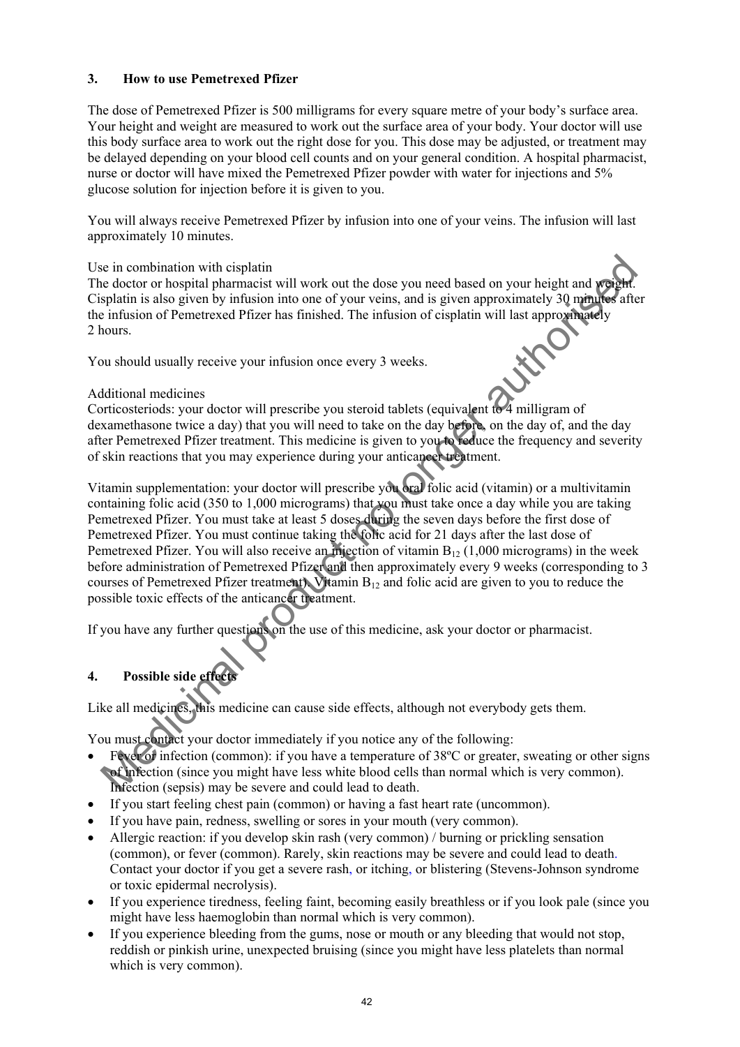## 3. How to use Pemetrexed Pfizer

The dose of Pemetrexed Pfizer is 500 milligrams for every square metre of your body's surface area. Your height and weight are measured to work out the surface area of your body. Your doctor will use this body surface area to work out the right dose for you. This dose may be adjusted, or treatment may be delayed depending on your blood cell counts and on your general condition. A hospital pharmacist, nurse or doctor will have mixed the Pemetrexed Pfizer powder with water for injections and 5% glucose solution for injection before it is given to you.

You will always receive Pemetrexed Pfizer by infusion into one of your veins. The infusion will last approximately 10 minutes.

Use in combination with cisplatin
The doctor or hospital pharmacist will work out the dose you need based on your height and weight. Cisplatin is also given by infusion into one of your veins, and is given approximately 30 minutes after the infusion of Pemetrexed Pfizer has finished. The infusion of cisplatin will last approximately 2 hours.

You should usually receive your infusion once every 3 weeks.

Additional medicines
Corticosteriods: your doctor will prescribe you steroid tablets (equivalent to 4 milligram of dexamethasone twice a day) that you will need to take on the day before, on the day of, and the day after Pemetrexed Pfizer treatment. This medicine is given to you to reduce the frequency and severity of skin reactions that you may experience during your anticancer treatment.

Vitamin supplementation: your doctor will prescribe you oral folic acid (vitamin) or a multivitamin containing folic acid (350 to 1,000 micrograms) that you must take once a day while you are taking Pemetrexed Pfizer. You must take at least 5 doses during the seven days before the first dose of Pemetrexed Pfizer. You must continue taking the folic acid for 21 days after the last dose of Pemetrexed Pfizer. You will also receive an injection of vitamin $B_{12}$ (1,000 micrograms) in the week before administration of Pemetrexed Pfizer and then approximately every 9 weeks (corresponding to 3 courses of Pemetrexed Pfizer treatment). Vitamin $B_{12}$ and folic acid are given to you to reduce the possible toxic effects of the anticancer treatment.

If you have any further questions on the use of this medicine, ask your doctor or pharmacist.

## 4. Possible side effects

Like all medicines, this medicine can cause side effects, although not everybody gets them.

You must contact your doctor immediately if you notice any of the following:

- Fever or infection (common): if you have a temperature of 38ºC or greater, sweating or other signs of infection (since you might have less white blood cells than normal which is very common). Infection (sepsis) may be severe and could lead to death.
- If you start feeling chest pain (common) or having a fast heart rate (uncommon).
- If you have pain, redness, swelling or sores in your mouth (very common).
- Allergic reaction: if you develop skin rash (very common) / burning or prickling sensation (common), or fever (common). Rarely, skin reactions may be severe and could lead to death. Contact your doctor if you get a severe rash, or itching, or blistering (Stevens-Johnson syndrome or toxic epidermal necrolysis).
- If you experience tiredness, feeling faint, becoming easily breathless or if you look pale (since you might have less haemoglobin than normal which is very common).
- If you experience bleeding from the gums, nose or mouth or any bleeding that would not stop, reddish or pinkish urine, unexpected bruising (since you might have less platelets than normal which is very common).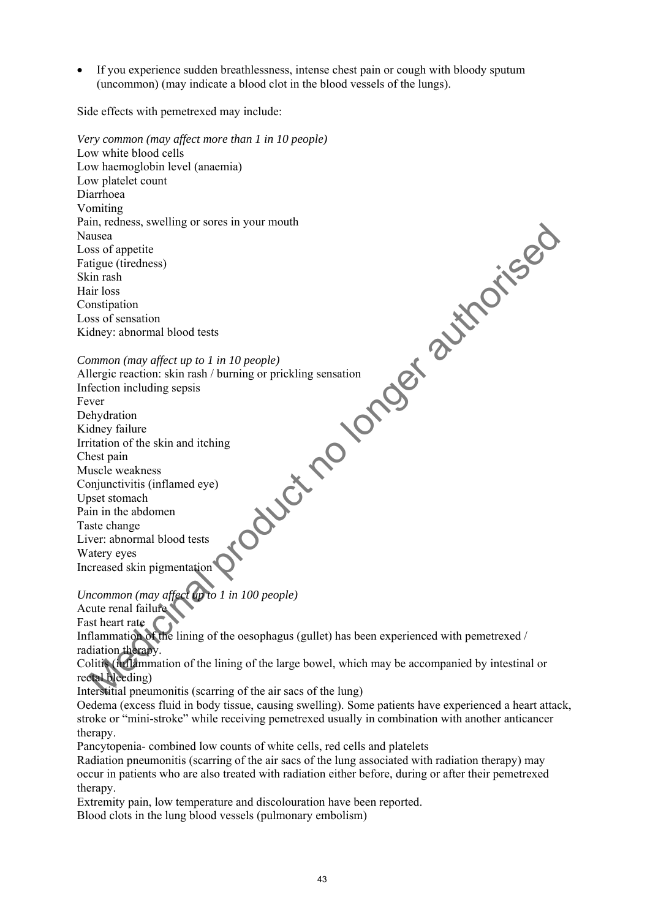- If you experience sudden breathlessness, intense chest pain or cough with bloody sputum (uncommon) (may indicate a blood clot in the blood vessels of the lungs).

Side effects with pemetrexed may include:

*Very common (may affect more than 1 in 10 people)*
Low white blood cells
Low haemoglobin level (anaemia)
Low platelet count
Diarrhoea
Vomiting
Pain, redness, swelling or sores in your mouth
Nausea
Loss of appetite
Fatigue (tiredness)
Skin rash
Hair loss
Constipation
Loss of sensation
Kidney: abnormal blood tests

*Common (may affect up to 1 in 10 people)*
Allergic reaction: skin rash / burning or prickling sensation
Infection including sepsis
Fever
Dehydration
Kidney failure
Irritation of the skin and itching
Chest pain
Muscle weakness
Conjunctivitis (inflamed eye)
Upset stomach
Pain in the abdomen
Taste change
Liver: abnormal blood tests
Watery eyes
Increased skin pigmentation

*Uncommon (may affect up to 1 in 100 people)*
Acute renal failure
Fast heart rate
Inflammation of the lining of the oesophagus (gullet) has been experienced with pemetrexed / radiation therapy.
Colitis (inflammation of the lining of the large bowel, which may be accompanied by intestinal or rectal bleeding)
Interstitial pneumonitis (scarring of the air sacs of the lung)
Oedema (excess fluid in body tissue, causing swelling). Some patients have experienced a heart attack, stroke or "mini-stroke" while receiving pemetrexed usually in combination with another anticancer therapy.
Pancytopenia- combined low counts of white cells, red cells and platelets
Radiation pneumonitis (scarring of the air sacs of the lung associated with radiation therapy) may occur in patients who are also treated with radiation either before, during or after their pemetrexed therapy.
Extremity pain, low temperature and discolouration have been reported.
Blood clots in the lung blood vessels (pulmonary embolism)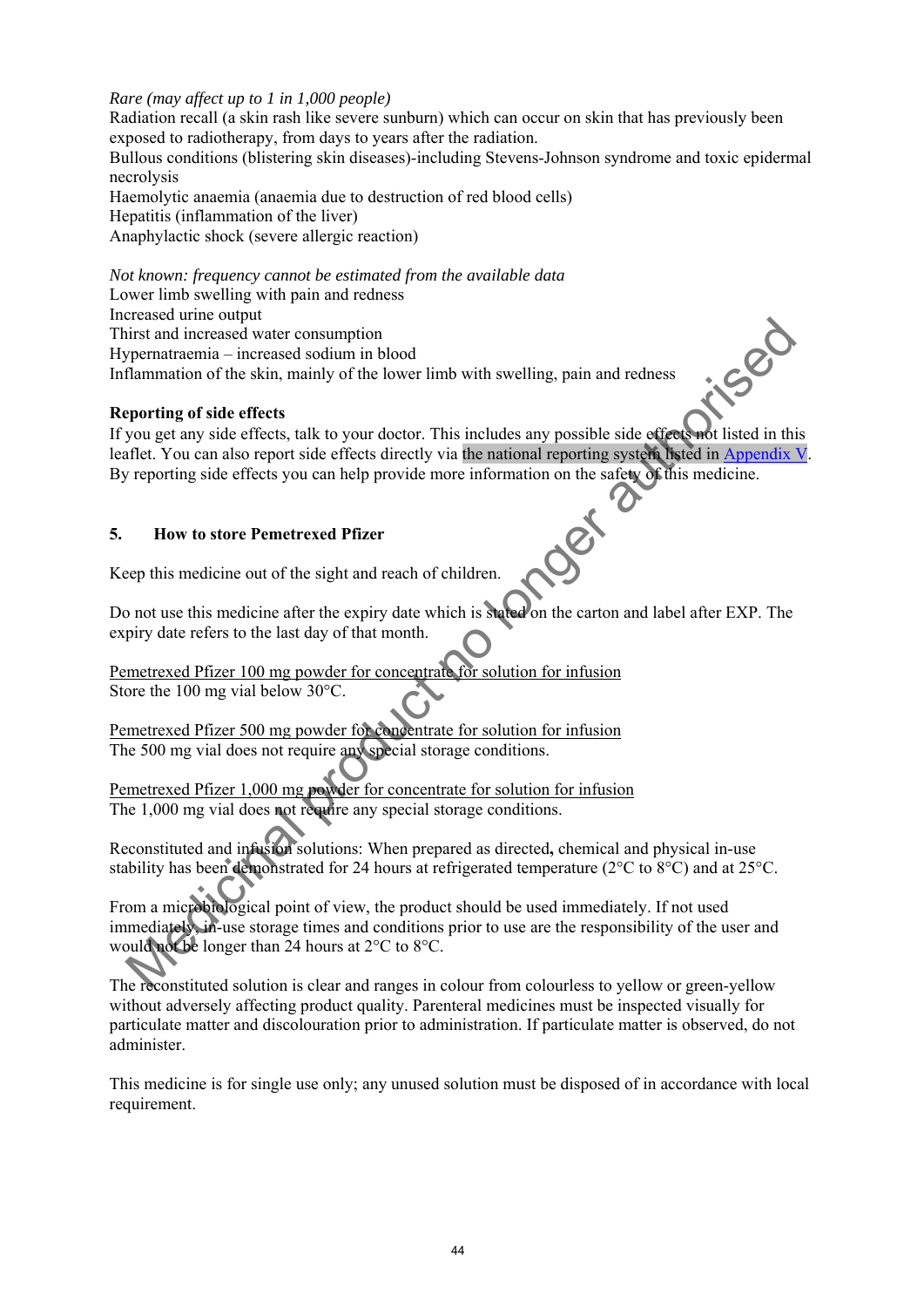*Rare (may affect up to 1 in 1,000 people)*
Radiation recall (a skin rash like severe sunburn) which can occur on skin that has previously been exposed to radiotherapy, from days to years after the radiation.
Bullous conditions (blistering skin diseases)-including Stevens-Johnson syndrome and toxic epidermal necrolysis
Haemolytic anaemia (anaemia due to destruction of red blood cells)
Hepatitis (inflammation of the liver)
Anaphylactic shock (severe allergic reaction)

*Not known: frequency cannot be estimated from the available data*
Lower limb swelling with pain and redness
Increased urine output
Thirst and increased water consumption
Hypernatraemia – increased sodium in blood
Inflammation of the skin, mainly of the lower limb with swelling, pain and redness

**Reporting of side effects**
If you get any side effects, talk to your doctor. This includes any possible side effects not listed in this leaflet. You can also report side effects directly via the national reporting system listed in Appendix V. By reporting side effects you can help provide more information on the safety of this medicine.

## 5. How to store Pemetrexed Pfizer

Keep this medicine out of the sight and reach of children.

Do not use this medicine after the expiry date which is stated on the carton and label after EXP. The expiry date refers to the last day of that month.

Pemetrexed Pfizer 100 mg powder for concentrate for solution for infusion
Store the 100 mg vial below 30°C.

Pemetrexed Pfizer 500 mg powder for concentrate for solution for infusion
The 500 mg vial does not require any special storage conditions.

Pemetrexed Pfizer 1,000 mg powder for concentrate for solution for infusion
The 1,000 mg vial does not require any special storage conditions.

Reconstituted and infusion solutions: When prepared as directed**,** chemical and physical in-use stability has been demonstrated for 24 hours at refrigerated temperature (2°C to 8°C) and at 25°C.

From a microbiological point of view, the product should be used immediately. If not used immediately, in-use storage times and conditions prior to use are the responsibility of the user and would not be longer than 24 hours at 2°C to 8°C.

The reconstituted solution is clear and ranges in colour from colourless to yellow or green-yellow without adversely affecting product quality. Parenteral medicines must be inspected visually for particulate matter and discolouration prior to administration. If particulate matter is observed, do not administer.

This medicine is for single use only; any unused solution must be disposed of in accordance with local requirement.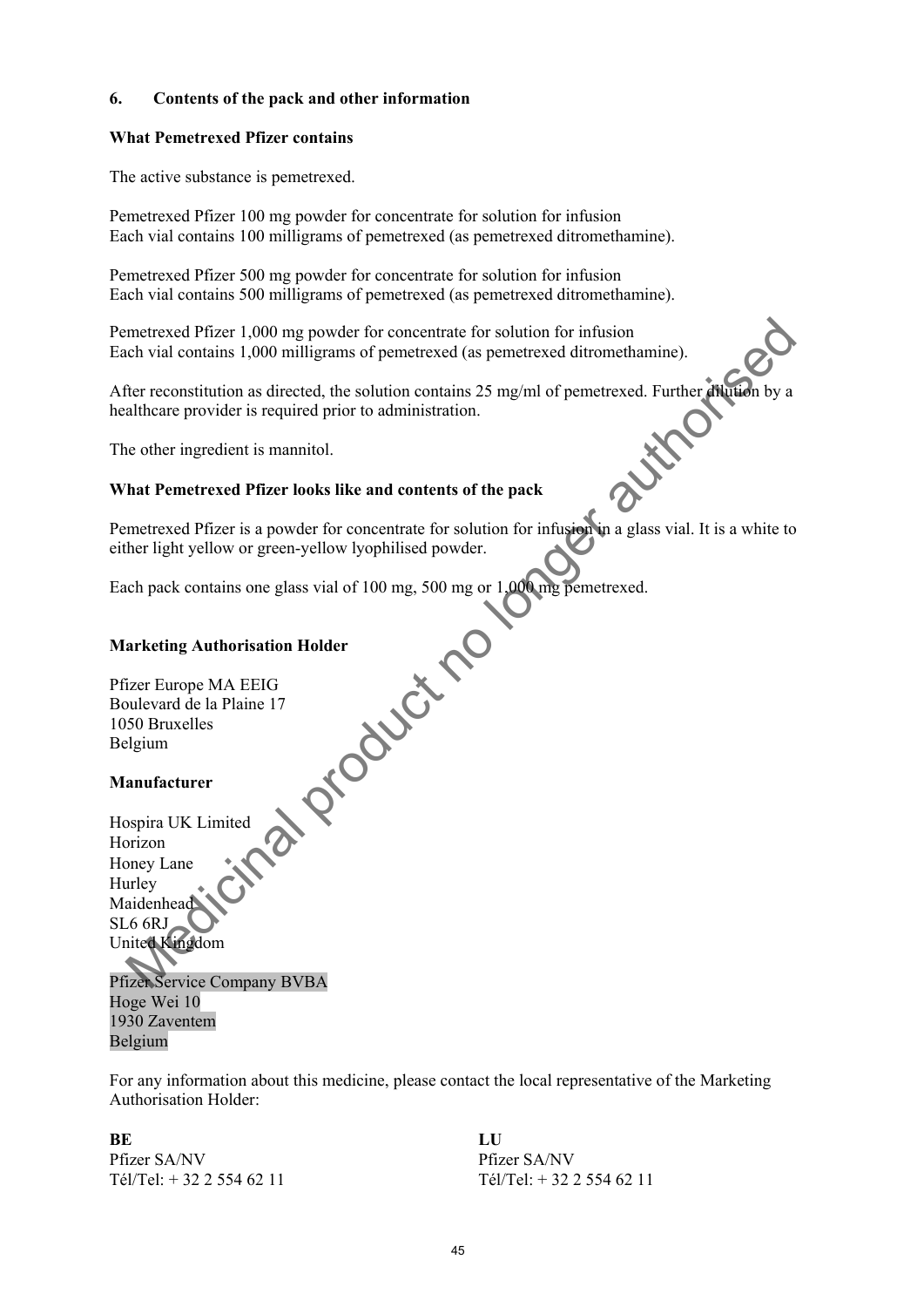## 6. Contents of the pack and other information

**What Pemetrexed Pfizer contains**

The active substance is pemetrexed.

Pemetrexed Pfizer 100 mg powder for concentrate for solution for infusion
Each vial contains 100 milligrams of pemetrexed (as pemetrexed ditromethamine).

Pemetrexed Pfizer 500 mg powder for concentrate for solution for infusion
Each vial contains 500 milligrams of pemetrexed (as pemetrexed ditromethamine).

Pemetrexed Pfizer 1,000 mg powder for concentrate for solution for infusion
Each vial contains 1,000 milligrams of pemetrexed (as pemetrexed ditromethamine).

After reconstitution as directed, the solution contains 25 mg/ml of pemetrexed. Further dilution by a healthcare provider is required prior to administration.

The other ingredient is mannitol.

**What Pemetrexed Pfizer looks like and contents of the pack**

Pemetrexed Pfizer is a powder for concentrate for solution for infusion in a glass vial. It is a white to either light yellow or green-yellow lyophilised powder.

Each pack contains one glass vial of 100 mg, 500 mg or 1,000 mg pemetrexed.

**Marketing Authorisation Holder**

Pfizer Europe MA EEIG
Boulevard de la Plaine 17
1050 Bruxelles
Belgium

**Manufacturer**

Hospira UK Limited
Horizon
Honey Lane
Hurley
Maidenhead
SL6 6RJ
United Kingdom

Pfizer Service Company BVBA
Hoge Wei 10
1930 Zaventem
Belgium

For any information about this medicine, please contact the local representative of the Marketing Authorisation Holder:

**BE**
Pfizer SA/NV
Tél/Tel: + 32 2 554 62 11

**LU**
Pfizer SA/NV
Tél/Tel: + 32 2 554 62 11

Medicinal product no longer authorised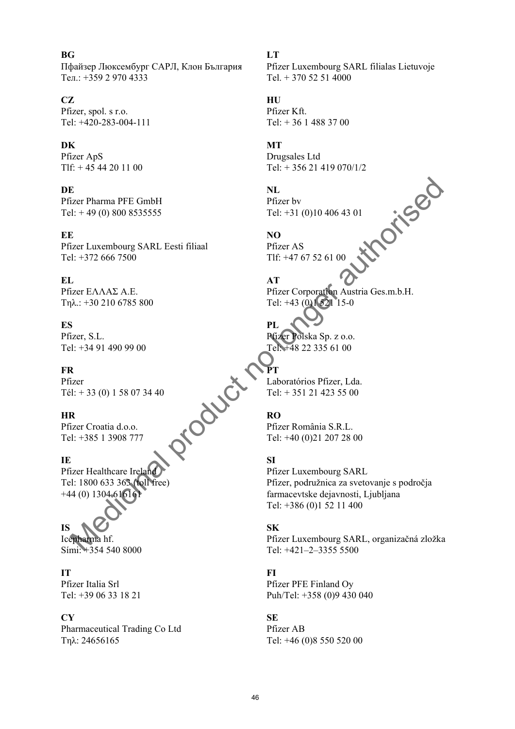**BG**
Пфайзер Люксембург САРЛ, Клон България
Тел.: +359 2 970 4333

**CZ**
Pfizer, spol. s r.o.
Tel: +420-283-004-111

**DK**
Pfizer ApS
Tlf: + 45 44 20 11 00

**DE**
Pfizer Pharma PFE GmbH
Tel: + 49 (0) 800 8535555

**EE**
Pfizer Luxembourg SARL Eesti filiaal
Tel: +372 666 7500

**EL**
Pfizer ΕΛΛΑΣ Α.Ε.
Τηλ.: +30 210 6785 800

**ES**
Pfizer, S.L.
Tel: +34 91 490 99 00

**FR**
Pfizer
Tél: + 33 (0) 1 58 07 34 40

**HR**
Pfizer Croatia d.o.o.
Tel: +385 1 3908 777

**IE**
Pfizer Healthcare Ireland
Tel: 1800 633 363 (toll free)
+44 (0) 1304 616161

**IS**
Icepharma hf.
Sími: +354 540 8000

**IT**
Pfizer Italia Srl
Tel: +39 06 33 18 21

**CY**
Pharmaceutical Trading Co Ltd
Τηλ: 24656165

**LT**
Pfizer Luxembourg SARL filialas Lietuvoje
Tel. + 370 52 51 4000

**HU**
Pfizer Kft.
Tel: + 36 1 488 37 00

**MT**
Drugsales Ltd
Tel: + 356 21 419 070/1/2

**NL**
Pfizer bv
Tel: +31 (0)10 406 43 01

**NO**
Pfizer AS
Tlf: +47 67 52 61 00

**AT**
Pfizer Corporation Austria Ges.m.b.H.
Tel: +43 (0)1 521 15-0

**PL**
Pfizer Polska Sp. z o.o.
Tel: +48 22 335 61 00

**PT**
Laboratórios Pfizer, Lda.
Tel: + 351 21 423 55 00

**RO**
Pfizer România S.R.L.
Tel: +40 (0)21 207 28 00

**SI**
Pfizer Luxembourg SARL
Pfizer, podružnica za svetovanje s področja farmacevtske dejavnosti, Ljubljana
Tel: +386 (0)1 52 11 400

**SK**
Pfizer Luxembourg SARL, organizačná zložka
Tel: +421–2–3355 5500

**FI**
Pfizer PFE Finland Oy
Puh/Tel: +358 (0)9 430 040

**SE**
Pfizer AB
Tel: +46 (0)8 550 520 00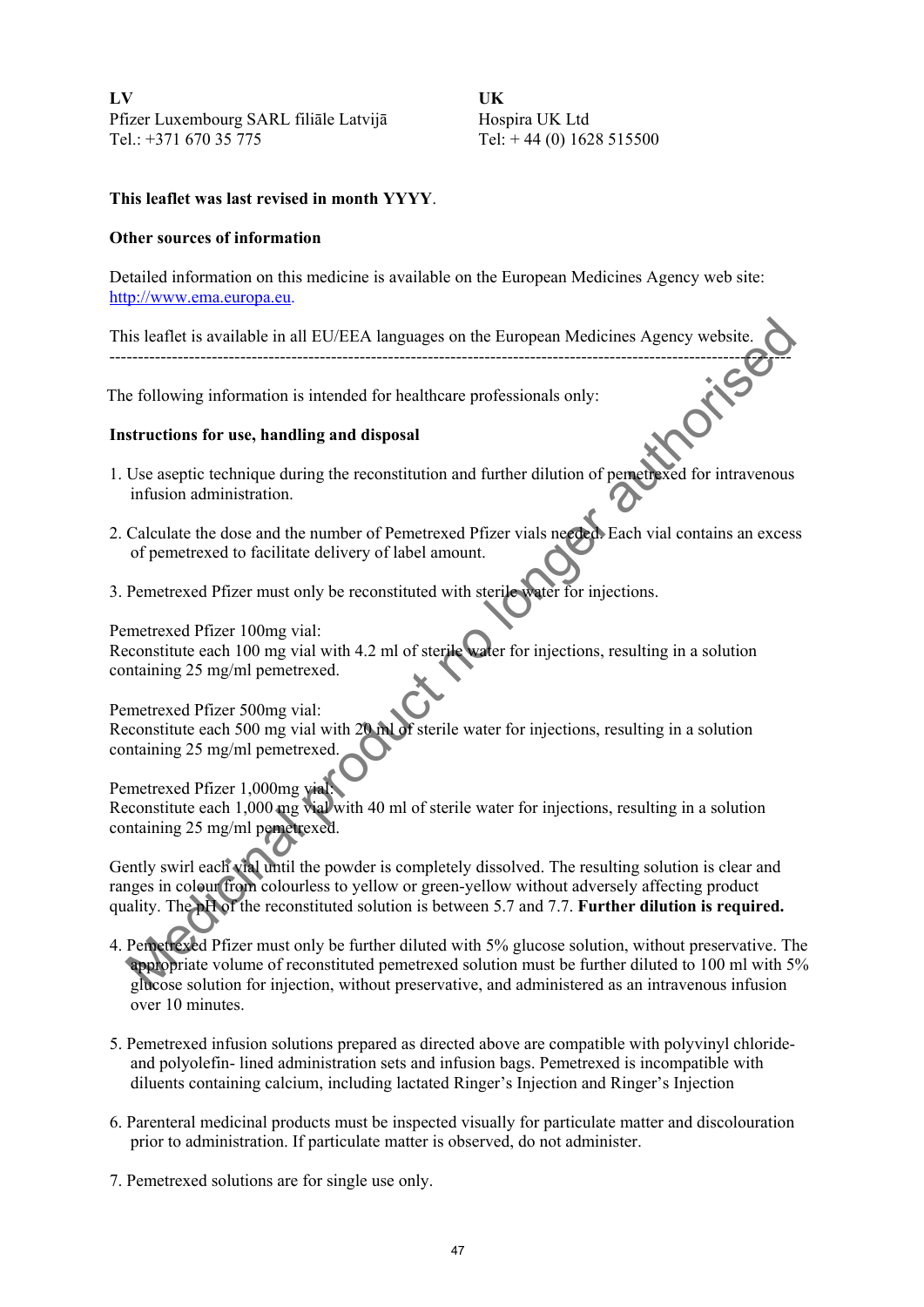**LV**
Pfizer Luxembourg SARL filiāle Latvijā
Tel.: +371 670 35 775

**UK**
Hospira UK Ltd
Tel: + 44 (0) 1628 515500

**This leaflet was last revised in month YYYY**.

**Other sources of information**

Detailed information on this medicine is available on the European Medicines Agency web site: http://www.ema.europa.eu.

This leaflet is available in all EU/EEA languages on the European Medicines Agency website.

---

The following information is intended for healthcare professionals only:

**Instructions for use, handling and disposal**

1. Use aseptic technique during the reconstitution and further dilution of pemetrexed for intravenous infusion administration.

2. Calculate the dose and the number of Pemetrexed Pfizer vials needed. Each vial contains an excess of pemetrexed to facilitate delivery of label amount.

3. Pemetrexed Pfizer must only be reconstituted with sterile water for injections.

Pemetrexed Pfizer 100mg vial:
Reconstitute each 100 mg vial with 4.2 ml of sterile water for injections, resulting in a solution containing 25 mg/ml pemetrexed.

Pemetrexed Pfizer 500mg vial:
Reconstitute each 500 mg vial with 20 ml of sterile water for injections, resulting in a solution containing 25 mg/ml pemetrexed.

Pemetrexed Pfizer 1,000mg vial:
Reconstitute each 1,000 mg vial with 40 ml of sterile water for injections, resulting in a solution containing 25 mg/ml pemetrexed.

Gently swirl each vial until the powder is completely dissolved. The resulting solution is clear and ranges in colour from colourless to yellow or green-yellow without adversely affecting product quality. The pH of the reconstituted solution is between 5.7 and 7.7. **Further dilution is required.**

4. Pemetrexed Pfizer must only be further diluted with 5% glucose solution, without preservative. The appropriate volume of reconstituted pemetrexed solution must be further diluted to 100 ml with 5% glucose solution for injection, without preservative, and administered as an intravenous infusion over 10 minutes.

5. Pemetrexed infusion solutions prepared as directed above are compatible with polyvinyl chloride- and polyolefin- lined administration sets and infusion bags. Pemetrexed is incompatible with diluents containing calcium, including lactated Ringer's Injection and Ringer's Injection

6. Parenteral medicinal products must be inspected visually for particulate matter and discolouration prior to administration. If particulate matter is observed, do not administer.

7. Pemetrexed solutions are for single use only.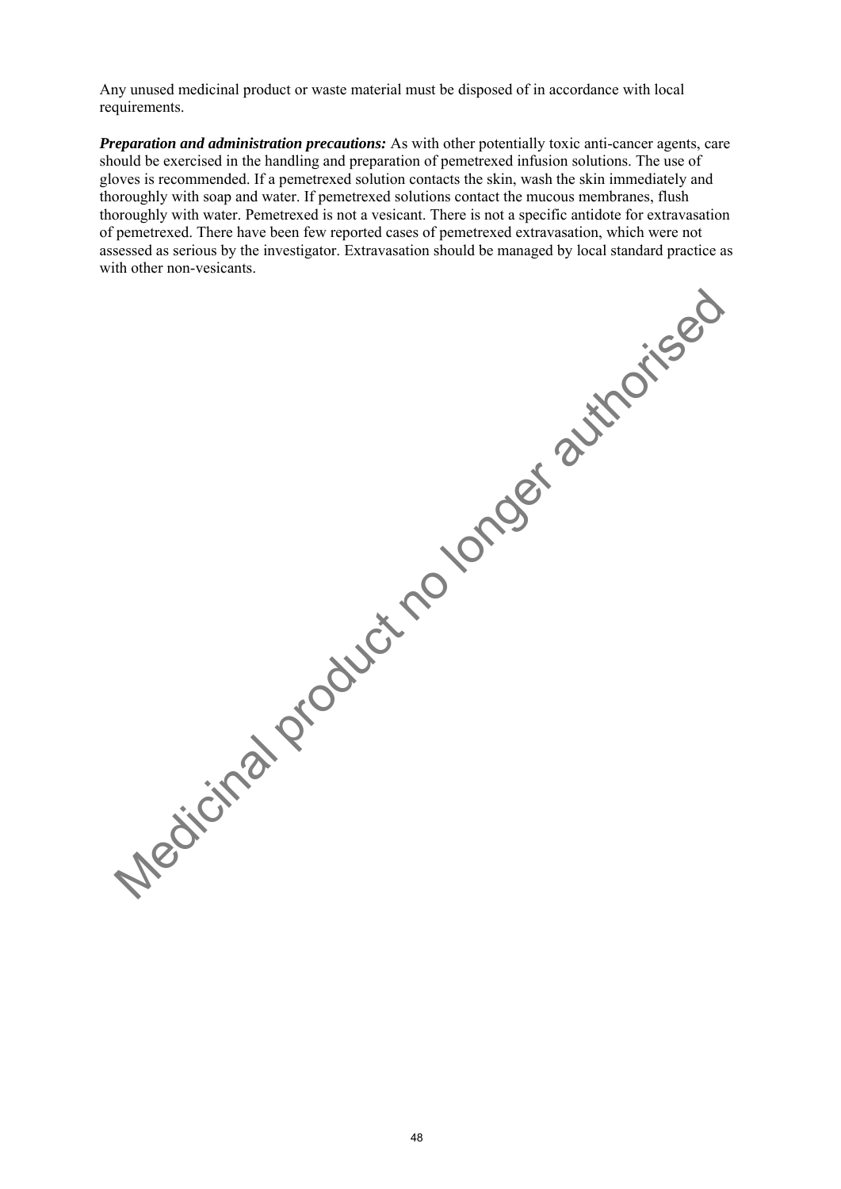Any unused medicinal product or waste material must be disposed of in accordance with local requirements.

***Preparation and administration precautions:*** As with other potentially toxic anti-cancer agents, care should be exercised in the handling and preparation of pemetrexed infusion solutions. The use of gloves is recommended. If a pemetrexed solution contacts the skin, wash the skin immediately and thoroughly with soap and water. If pemetrexed solutions contact the mucous membranes, flush thoroughly with water. Pemetrexed is not a vesicant. There is not a specific antidote for extravasation of pemetrexed. There have been few reported cases of pemetrexed extravasation, which were not assessed as serious by the investigator. Extravasation should be managed by local standard practice as with other non-vesicants.

Medicinal product no longer authorised